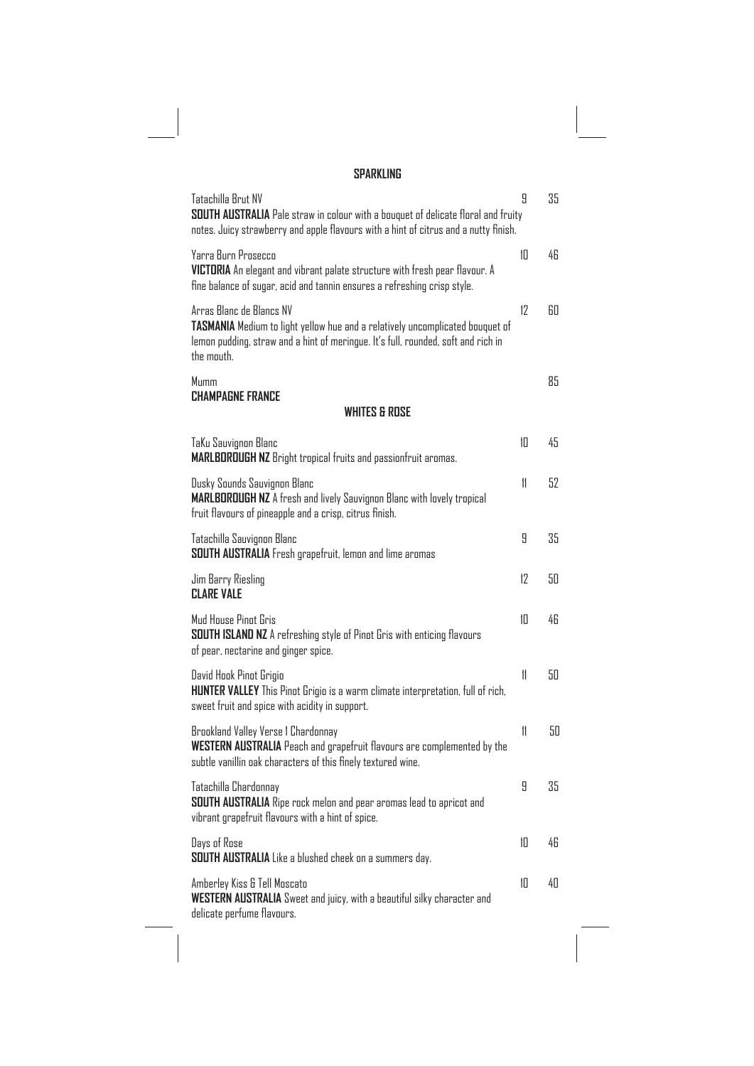## SPARKLING

Tatachilla Brut NV — 9 — 35
**SOUTH AUSTRALIA** Pale straw in colour with a bouquet of delicate floral and fruity notes. Juicy strawberry and apple flavours with a hint of citrus and a nutty finish.

Yarra Burn Prosecco — 10 — 46
**VICTORIA** An elegant and vibrant palate structure with fresh pear flavour. A fine balance of sugar, acid and tannin ensures a refreshing crisp style.

Arras Blanc de Blancs NV — 12 — 60
**TASMANIA** Medium to light yellow hue and a relatively uncomplicated bouquet of lemon pudding, straw and a hint of meringue. It's full, rounded, soft and rich in the mouth.

Mumm — 85
**CHAMPAGNE FRANCE**

## WHITES & ROSE

TaKu Sauvignon Blanc — 10 — 45
**MARLBOROUGH NZ** Bright tropical fruits and passionfruit aromas.

Dusky Sounds Sauvignon Blanc — 11 — 52
**MARLBOROUGH NZ** A fresh and lively Sauvignon Blanc with lovely tropical fruit flavours of pineapple and a crisp, citrus finish.

Tatachilla Sauvignon Blanc — 9 — 35
**SOUTH AUSTRALIA** Fresh grapefruit, lemon and lime aromas

Jim Barry Riesling — 12 — 50
**CLARE VALE**

Mud House Pinot Gris — 10 — 46
**SOUTH ISLAND NZ** A refreshing style of Pinot Gris with enticing flavours of pear, nectarine and ginger spice.

David Hook Pinot Grigio — 11 — 50
**HUNTER VALLEY** This Pinot Grigio is a warm climate interpretation, full of rich, sweet fruit and spice with acidity in support.

Brookland Valley Verse 1 Chardonnay — 11 — 50
**WESTERN AUSTRALIA** Peach and grapefruit flavours are complemented by the subtle vanillin oak characters of this finely textured wine.

Tatachilla Chardonnay — 9 — 35
**SOUTH AUSTRALIA** Ripe rock melon and pear aromas lead to apricot and vibrant grapefruit flavours with a hint of spice.

Days of Rose — 10 — 46
**SOUTH AUSTRALIA** Like a blushed cheek on a summers day.

Amberley Kiss & Tell Moscato — 10 — 40
**WESTERN AUSTRALIA** Sweet and juicy, with a beautiful silky character and delicate perfume flavours.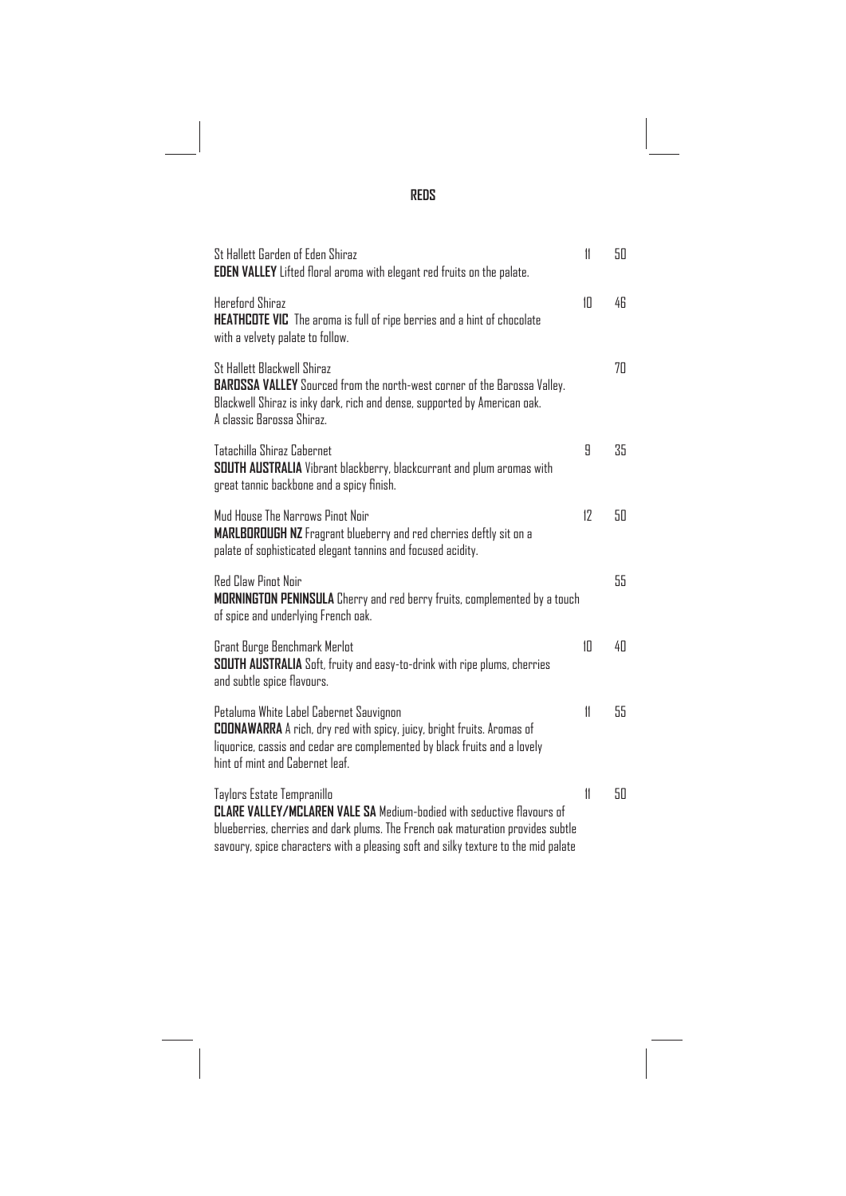**REDS**

| | | |
|---|---|---|
| St Hallett Garden of Eden Shiraz<br>**EDEN VALLEY** Lifted floral aroma with elegant red fruits on the palate. | 11 | 50 |
| Hereford Shiraz<br>**HEATHCOTE VIC** The aroma is full of ripe berries and a hint of chocolate with a velvety palate to follow. | 10 | 46 |
| St Hallett Blackwell Shiraz<br>**BAROSSA VALLEY** Sourced from the north-west corner of the Barossa Valley. Blackwell Shiraz is inky dark, rich and dense, supported by American oak. A classic Barossa Shiraz. | | 70 |
| Tatachilla Shiraz Cabernet<br>**SOUTH AUSTRALIA** Vibrant blackberry, blackcurrant and plum aromas with great tannic backbone and a spicy finish. | 9 | 35 |
| Mud House The Narrows Pinot Noir<br>**MARLBOROUGH NZ** Fragrant blueberry and red cherries deftly sit on a palate of sophisticated elegant tannins and focused acidity. | 12 | 50 |
| Red Claw Pinot Noir<br>**MORNINGTON PENINSULA** Cherry and red berry fruits, complemented by a touch of spice and underlying French oak. | | 55 |
| Grant Burge Benchmark Merlot<br>**SOUTH AUSTRALIA** Soft, fruity and easy-to-drink with ripe plums, cherries and subtle spice flavours. | 10 | 40 |
| Petaluma White Label Cabernet Sauvignon<br>**COONAWARRA** A rich, dry red with spicy, juicy, bright fruits. Aromas of liquorice, cassis and cedar are complemented by black fruits and a lovely hint of mint and Cabernet leaf. | 11 | 55 |
| Taylors Estate Tempranillo<br>**CLARE VALLEY/MCLAREN VALE SA** Medium-bodied with seductive flavours of blueberries, cherries and dark plums. The French oak maturation provides subtle savoury, spice characters with a pleasing soft and silky texture to the mid palate | 11 | 50 |